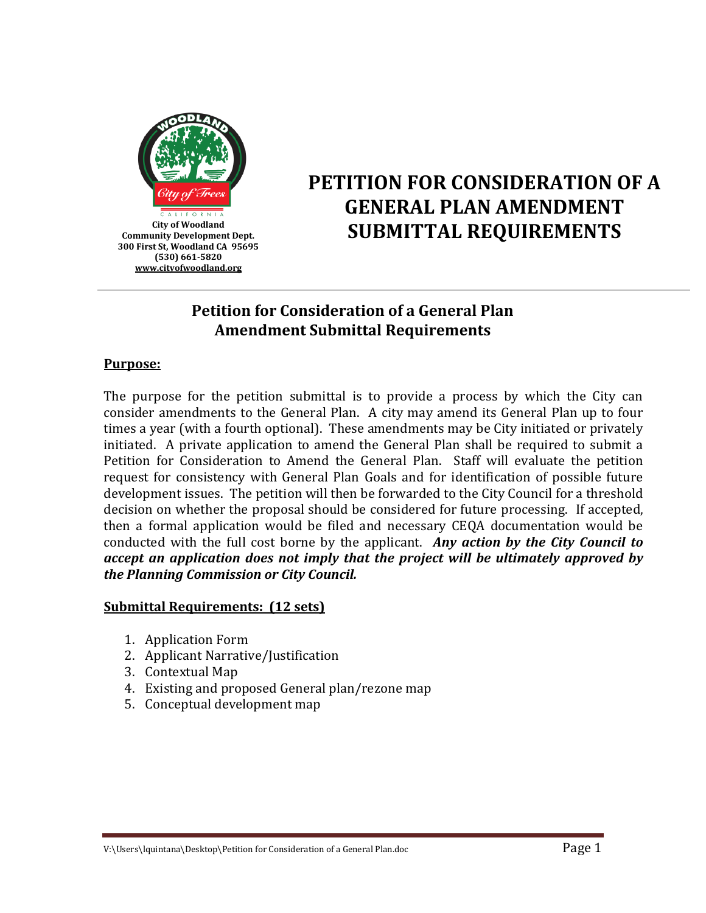City of Woodland
Community Development Dept.
300 First St, Woodland CA 95695
(530) 661-5820
www.cityofwoodland.org

# PETITION FOR CONSIDERATION OF A GENERAL PLAN AMENDMENT SUBMITTAL REQUIREMENTS

## Petition for Consideration of a General Plan Amendment Submittal Requirements

**Purpose:**

The purpose for the petition submittal is to provide a process by which the City can consider amendments to the General Plan. A city may amend its General Plan up to four times a year (with a fourth optional). These amendments may be City initiated or privately initiated. A private application to amend the General Plan shall be required to submit a Petition for Consideration to Amend the General Plan. Staff will evaluate the petition request for consistency with General Plan Goals and for identification of possible future development issues. The petition will then be forwarded to the City Council for a threshold decision on whether the proposal should be considered for future processing. If accepted, then a formal application would be filed and necessary CEQA documentation would be conducted with the full cost borne by the applicant. ***Any action by the City Council to accept an application does not imply that the project will be ultimately approved by the Planning Commission or City Council.***

**Submittal Requirements: (12 sets)**

1. Application Form
2. Applicant Narrative/Justification
3. Contextual Map
4. Existing and proposed General plan/rezone map
5. Conceptual development map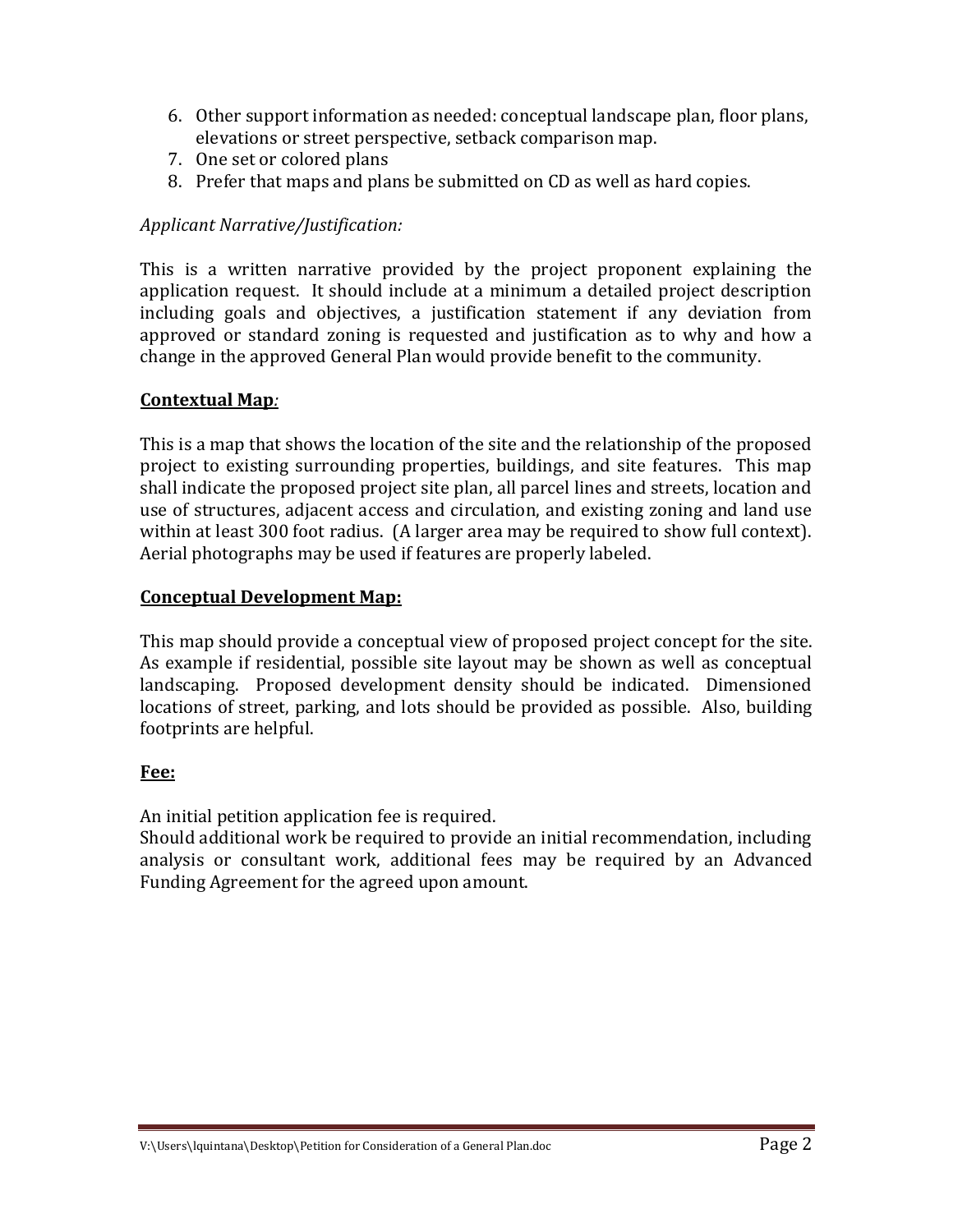6. Other support information as needed: conceptual landscape plan, floor plans, elevations or street perspective, setback comparison map.
7. One set or colored plans
8. Prefer that maps and plans be submitted on CD as well as hard copies.

*Applicant Narrative/Justification:*

This is a written narrative provided by the project proponent explaining the application request. It should include at a minimum a detailed project description including goals and objectives, a justification statement if any deviation from approved or standard zoning is requested and justification as to why and how a change in the approved General Plan would provide benefit to the community.

**Contextual Map***:*

This is a map that shows the location of the site and the relationship of the proposed project to existing surrounding properties, buildings, and site features. This map shall indicate the proposed project site plan, all parcel lines and streets, location and use of structures, adjacent access and circulation, and existing zoning and land use within at least 300 foot radius. (A larger area may be required to show full context). Aerial photographs may be used if features are properly labeled.

**Conceptual Development Map:**

This map should provide a conceptual view of proposed project concept for the site. As example if residential, possible site layout may be shown as well as conceptual landscaping. Proposed development density should be indicated. Dimensioned locations of street, parking, and lots should be provided as possible. Also, building footprints are helpful.

**Fee:**

An initial petition application fee is required.
Should additional work be required to provide an initial recommendation, including analysis or consultant work, additional fees may be required by an Advanced Funding Agreement for the agreed upon amount.